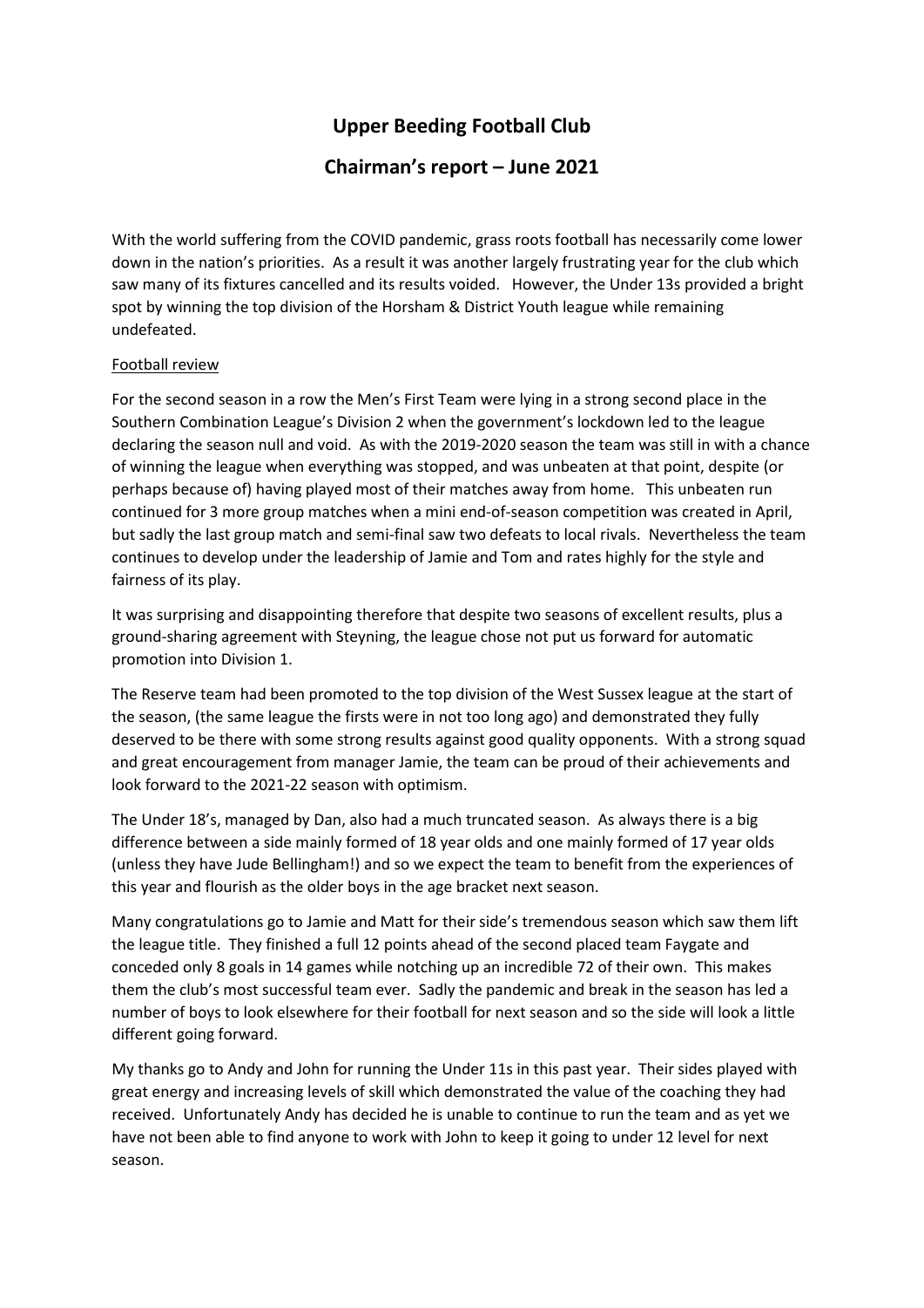# Upper Beeding Football Club

## Chairman's report – June 2021

With the world suffering from the COVID pandemic, grass roots football has necessarily come lower down in the nation's priorities. As a result it was another largely frustrating year for the club which saw many of its fixtures cancelled and its results voided. However, the Under 13s provided a bright spot by winning the top division of the Horsham & District Youth league while remaining undefeated.

### Football review

For the second season in a row the Men's First Team were lying in a strong second place in the Southern Combination League's Division 2 when the government's lockdown led to the league declaring the season null and void. As with the 2019-2020 season the team was still in with a chance of winning the league when everything was stopped, and was unbeaten at that point, despite (or perhaps because of) having played most of their matches away from home. This unbeaten run continued for 3 more group matches when a mini end-of-season competition was created in April, but sadly the last group match and semi-final saw two defeats to local rivals. Nevertheless the team continues to develop under the leadership of Jamie and Tom and rates highly for the style and fairness of its play.

It was surprising and disappointing therefore that despite two seasons of excellent results, plus a ground-sharing agreement with Steyning, the league chose not put us forward for automatic promotion into Division 1.

The Reserve team had been promoted to the top division of the West Sussex league at the start of the season, (the same league the firsts were in not too long ago) and demonstrated they fully deserved to be there with some strong results against good quality opponents. With a strong squad and great encouragement from manager Jamie, the team can be proud of their achievements and look forward to the 2021-22 season with optimism.

The Under 18's, managed by Dan, also had a much truncated season. As always there is a big difference between a side mainly formed of 18 year olds and one mainly formed of 17 year olds (unless they have Jude Bellingham!) and so we expect the team to benefit from the experiences of this year and flourish as the older boys in the age bracket next season.

Many congratulations go to Jamie and Matt for their side's tremendous season which saw them lift the league title. They finished a full 12 points ahead of the second placed team Faygate and conceded only 8 goals in 14 games while notching up an incredible 72 of their own. This makes them the club's most successful team ever. Sadly the pandemic and break in the season has led a number of boys to look elsewhere for their football for next season and so the side will look a little different going forward.

My thanks go to Andy and John for running the Under 11s in this past year. Their sides played with great energy and increasing levels of skill which demonstrated the value of the coaching they had received. Unfortunately Andy has decided he is unable to continue to run the team and as yet we have not been able to find anyone to work with John to keep it going to under 12 level for next season.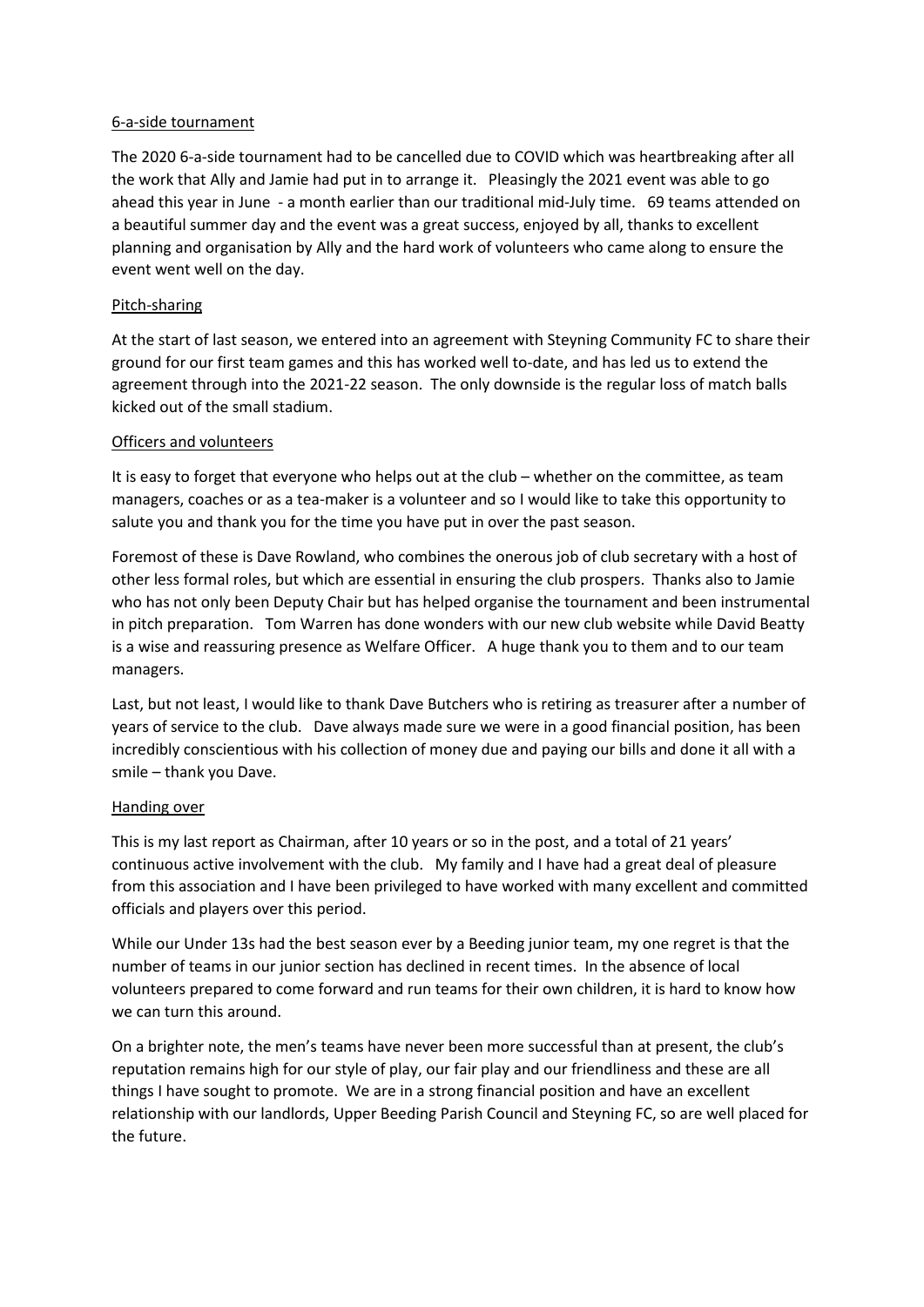## 6-a-side tournament

The 2020 6-a-side tournament had to be cancelled due to COVID which was heartbreaking after all the work that Ally and Jamie had put in to arrange it. Pleasingly the 2021 event was able to go ahead this year in June - a month earlier than our traditional mid-July time. 69 teams attended on a beautiful summer day and the event was a great success, enjoyed by all, thanks to excellent planning and organisation by Ally and the hard work of volunteers who came along to ensure the event went well on the day.

## Pitch-sharing

At the start of last season, we entered into an agreement with Steyning Community FC to share their ground for our first team games and this has worked well to-date, and has led us to extend the agreement through into the 2021-22 season. The only downside is the regular loss of match balls kicked out of the small stadium.

## Officers and volunteers

It is easy to forget that everyone who helps out at the club – whether on the committee, as team managers, coaches or as a tea-maker is a volunteer and so I would like to take this opportunity to salute you and thank you for the time you have put in over the past season.

Foremost of these is Dave Rowland, who combines the onerous job of club secretary with a host of other less formal roles, but which are essential in ensuring the club prospers. Thanks also to Jamie who has not only been Deputy Chair but has helped organise the tournament and been instrumental in pitch preparation. Tom Warren has done wonders with our new club website while David Beatty is a wise and reassuring presence as Welfare Officer. A huge thank you to them and to our team managers.

Last, but not least, I would like to thank Dave Butchers who is retiring as treasurer after a number of years of service to the club. Dave always made sure we were in a good financial position, has been incredibly conscientious with his collection of money due and paying our bills and done it all with a smile – thank you Dave.

## Handing over

This is my last report as Chairman, after 10 years or so in the post, and a total of 21 years' continuous active involvement with the club. My family and I have had a great deal of pleasure from this association and I have been privileged to have worked with many excellent and committed officials and players over this period.

While our Under 13s had the best season ever by a Beeding junior team, my one regret is that the number of teams in our junior section has declined in recent times. In the absence of local volunteers prepared to come forward and run teams for their own children, it is hard to know how we can turn this around.

On a brighter note, the men's teams have never been more successful than at present, the club's reputation remains high for our style of play, our fair play and our friendliness and these are all things I have sought to promote. We are in a strong financial position and have an excellent relationship with our landlords, Upper Beeding Parish Council and Steyning FC, so are well placed for the future.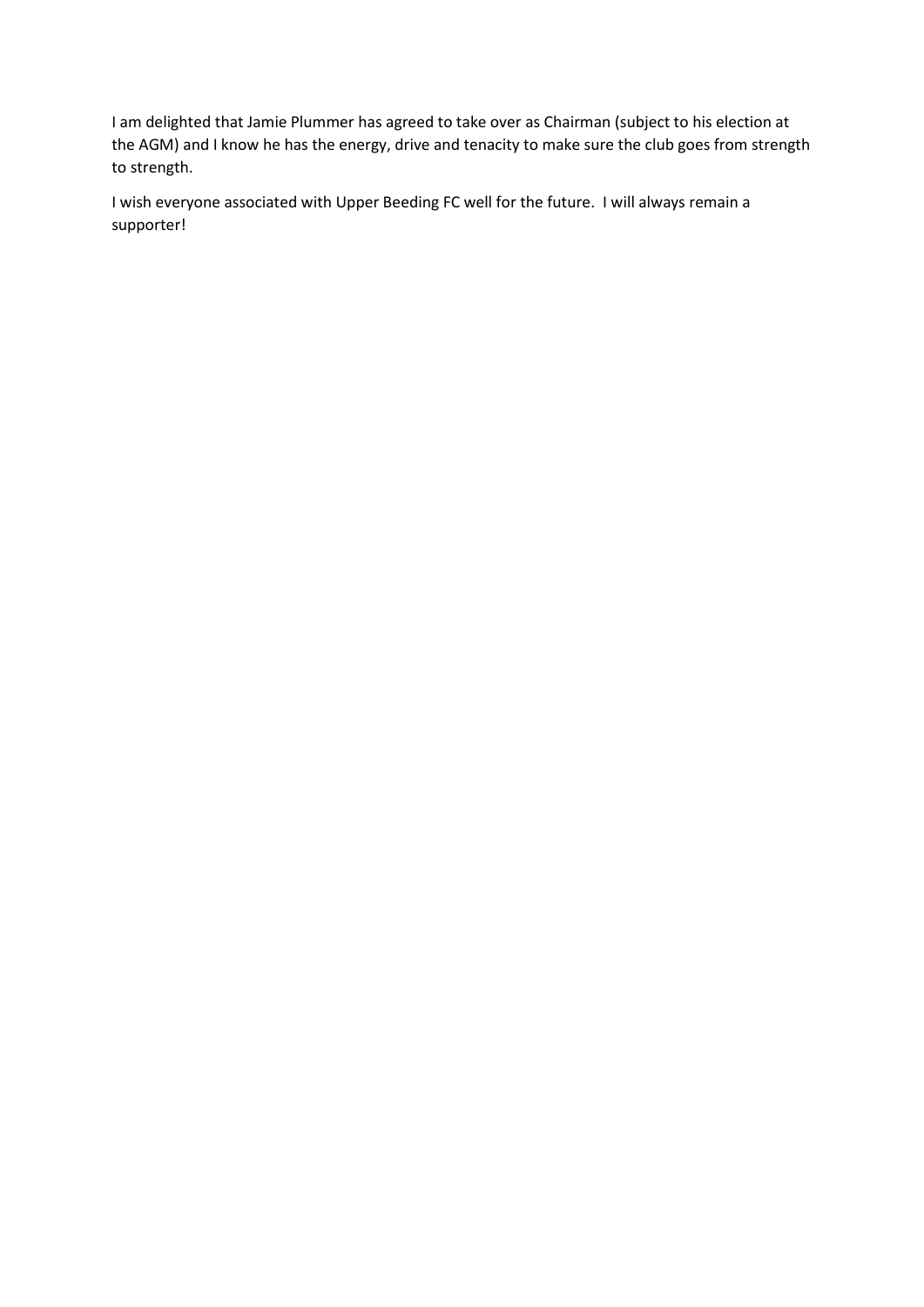I am delighted that Jamie Plummer has agreed to take over as Chairman (subject to his election at the AGM) and I know he has the energy, drive and tenacity to make sure the club goes from strength to strength.

I wish everyone associated with Upper Beeding FC well for the future. I will always remain a supporter!